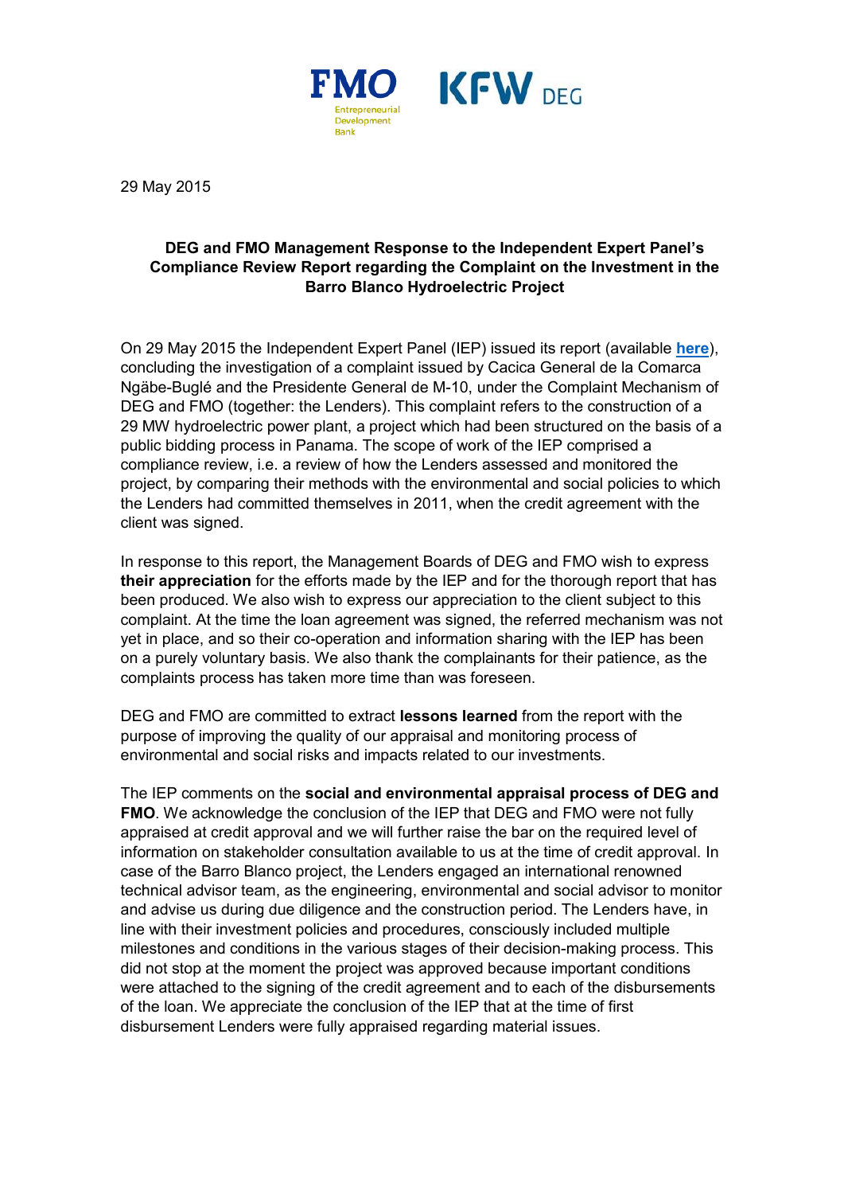29 May 2015

**DEG and FMO Management Response to the Independent Expert Panel's Compliance Review Report regarding the Complaint on the Investment in the Barro Blanco Hydroelectric Project**

On 29 May 2015 the Independent Expert Panel (IEP) issued its report (available **here**), concluding the investigation of a complaint issued by Cacica General de la Comarca Ngäbe-Buglé and the Presidente General de M-10, under the Complaint Mechanism of DEG and FMO (together: the Lenders). This complaint refers to the construction of a 29 MW hydroelectric power plant, a project which had been structured on the basis of a public bidding process in Panama. The scope of work of the IEP comprised a compliance review, i.e. a review of how the Lenders assessed and monitored the project, by comparing their methods with the environmental and social policies to which the Lenders had committed themselves in 2011, when the credit agreement with the client was signed.

In response to this report, the Management Boards of DEG and FMO wish to express **their appreciation** for the efforts made by the IEP and for the thorough report that has been produced. We also wish to express our appreciation to the client subject to this complaint. At the time the loan agreement was signed, the referred mechanism was not yet in place, and so their co-operation and information sharing with the IEP has been on a purely voluntary basis. We also thank the complainants for their patience, as the complaints process has taken more time than was foreseen.

DEG and FMO are committed to extract **lessons learned** from the report with the purpose of improving the quality of our appraisal and monitoring process of environmental and social risks and impacts related to our investments.

The IEP comments on the **social and environmental appraisal process of DEG and FMO**. We acknowledge the conclusion of the IEP that DEG and FMO were not fully appraised at credit approval and we will further raise the bar on the required level of information on stakeholder consultation available to us at the time of credit approval. In case of the Barro Blanco project, the Lenders engaged an international renowned technical advisor team, as the engineering, environmental and social advisor to monitor and advise us during due diligence and the construction period. The Lenders have, in line with their investment policies and procedures, consciously included multiple milestones and conditions in the various stages of their decision-making process. This did not stop at the moment the project was approved because important conditions were attached to the signing of the credit agreement and to each of the disbursements of the loan. We appreciate the conclusion of the IEP that at the time of first disbursement Lenders were fully appraised regarding material issues.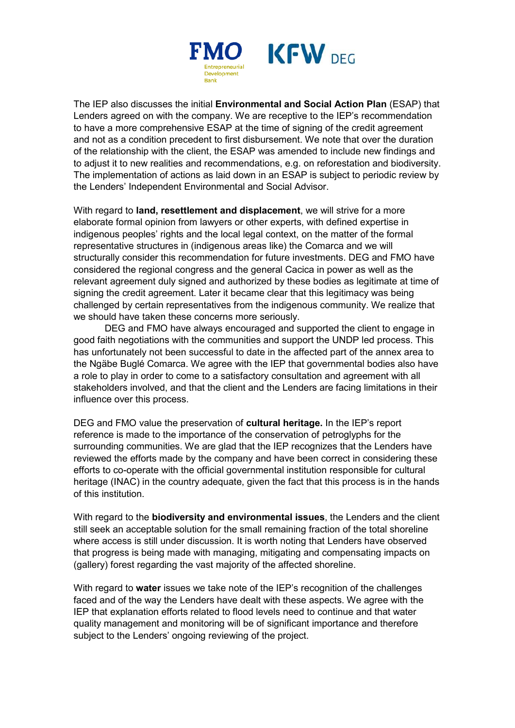The IEP also discusses the initial **Environmental and Social Action Plan** (ESAP) that Lenders agreed on with the company. We are receptive to the IEP's recommendation to have a more comprehensive ESAP at the time of signing of the credit agreement and not as a condition precedent to first disbursement. We note that over the duration of the relationship with the client, the ESAP was amended to include new findings and to adjust it to new realities and recommendations, e.g. on reforestation and biodiversity. The implementation of actions as laid down in an ESAP is subject to periodic review by the Lenders' Independent Environmental and Social Advisor.

With regard to **land, resettlement and displacement**, we will strive for a more elaborate formal opinion from lawyers or other experts, with defined expertise in indigenous peoples' rights and the local legal context, on the matter of the formal representative structures in (indigenous areas like) the Comarca and we will structurally consider this recommendation for future investments. DEG and FMO have considered the regional congress and the general Cacica in power as well as the relevant agreement duly signed and authorized by these bodies as legitimate at time of signing the credit agreement. Later it became clear that this legitimacy was being challenged by certain representatives from the indigenous community. We realize that we should have taken these concerns more seriously.

DEG and FMO have always encouraged and supported the client to engage in good faith negotiations with the communities and support the UNDP led process. This has unfortunately not been successful to date in the affected part of the annex area to the Ngäbe Buglé Comarca. We agree with the IEP that governmental bodies also have a role to play in order to come to a satisfactory consultation and agreement with all stakeholders involved, and that the client and the Lenders are facing limitations in their influence over this process.

DEG and FMO value the preservation of **cultural heritage.** In the IEP's report reference is made to the importance of the conservation of petroglyphs for the surrounding communities. We are glad that the IEP recognizes that the Lenders have reviewed the efforts made by the company and have been correct in considering these efforts to co-operate with the official governmental institution responsible for cultural heritage (INAC) in the country adequate, given the fact that this process is in the hands of this institution.

With regard to the **biodiversity and environmental issues**, the Lenders and the client still seek an acceptable solution for the small remaining fraction of the total shoreline where access is still under discussion. It is worth noting that Lenders have observed that progress is being made with managing, mitigating and compensating impacts on (gallery) forest regarding the vast majority of the affected shoreline.

With regard to **water** issues we take note of the IEP's recognition of the challenges faced and of the way the Lenders have dealt with these aspects. We agree with the IEP that explanation efforts related to flood levels need to continue and that water quality management and monitoring will be of significant importance and therefore subject to the Lenders' ongoing reviewing of the project.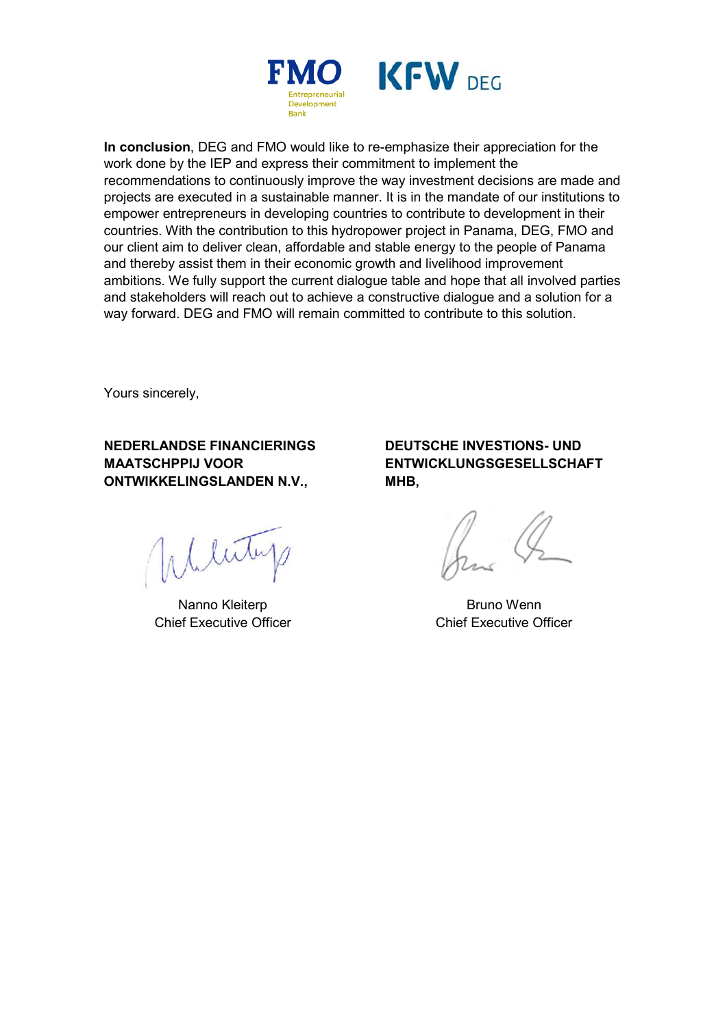**In conclusion**, DEG and FMO would like to re-emphasize their appreciation for the work done by the IEP and express their commitment to implement the recommendations to continuously improve the way investment decisions are made and projects are executed in a sustainable manner. It is in the mandate of our institutions to empower entrepreneurs in developing countries to contribute to development in their countries. With the contribution to this hydropower project in Panama, DEG, FMO and our client aim to deliver clean, affordable and stable energy to the people of Panama and thereby assist them in their economic growth and livelihood improvement ambitions. We fully support the current dialogue table and hope that all involved parties and stakeholders will reach out to achieve a constructive dialogue and a solution for a way forward. DEG and FMO will remain committed to contribute to this solution.

Yours sincerely,

**NEDERLANDSE FINANCIERINGS MAATSCHPPIJ VOOR ONTWIKKELINGSLANDEN N.V.,**

Nanno Kleiterp
Chief Executive Officer

**DEUTSCHE INVESTIONS- UND ENTWICKLUNGSGESELLSCHAFT MHB,**

Bruno Wenn
Chief Executive Officer